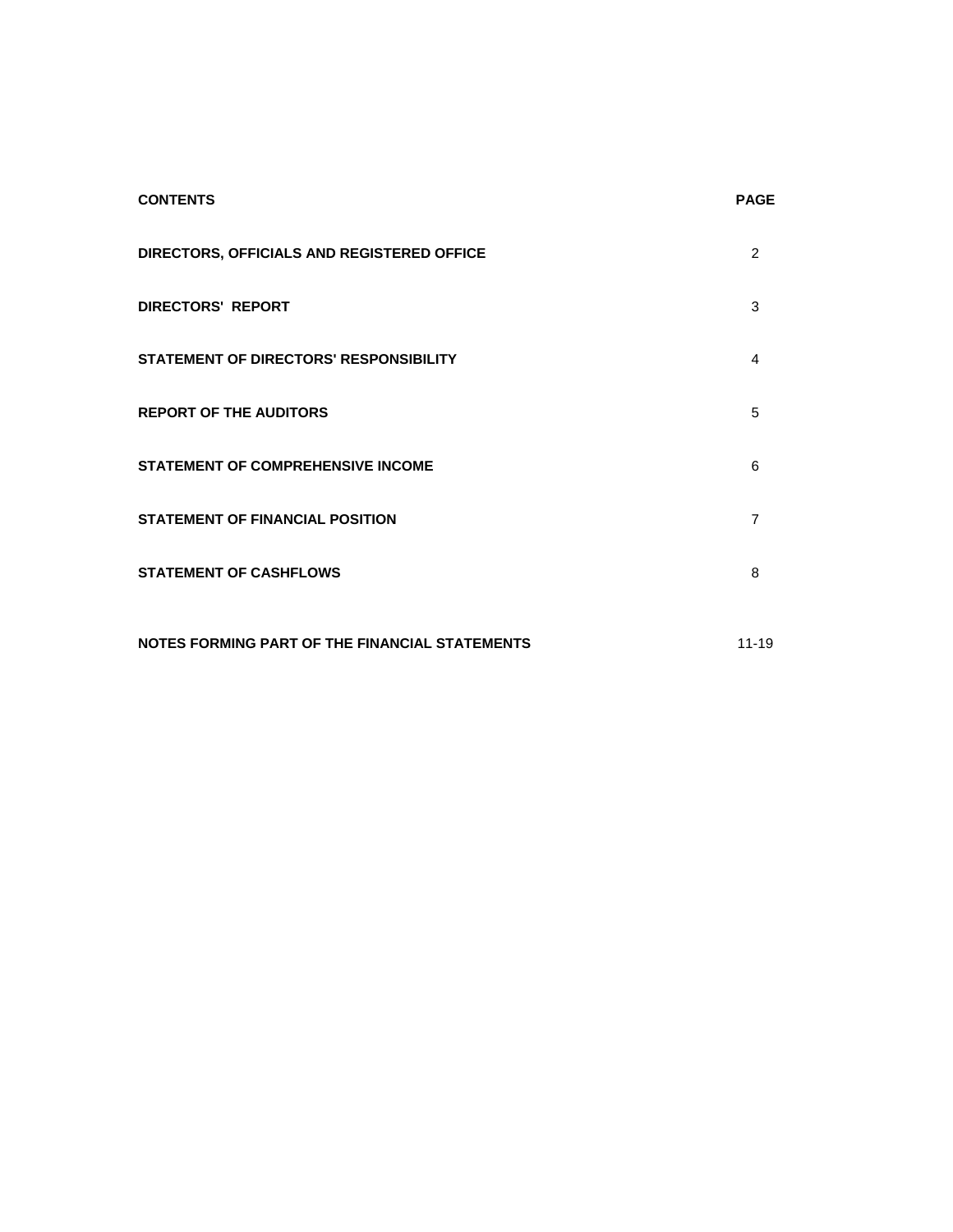| CONTENTS | PAGE |
|---|---|
| DIRECTORS, OFFICIALS AND REGISTERED OFFICE | 2 |
| DIRECTORS' REPORT | 3 |
| STATEMENT OF DIRECTORS' RESPONSIBILITY | 4 |
| REPORT OF THE AUDITORS | 5 |
| STATEMENT OF COMPREHENSIVE INCOME | 6 |
| STATEMENT OF FINANCIAL POSITION | 7 |
| STATEMENT OF CASHFLOWS | 8 |
| NOTES FORMING PART OF THE FINANCIAL STATEMENTS | 11-19 |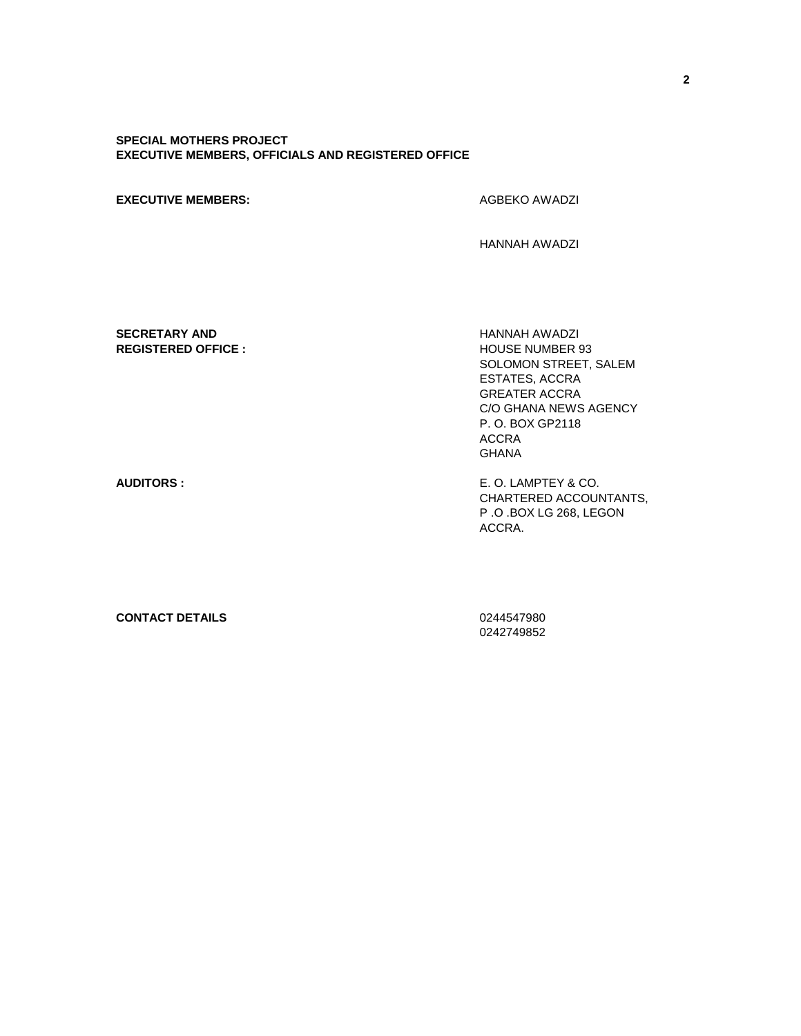**SPECIAL MOTHERS PROJECT**
**EXECUTIVE MEMBERS, OFFICIALS AND REGISTERED OFFICE**

| | |
|---|---|
| **EXECUTIVE MEMBERS:** | AGBEKO AWADZI<br><br>HANNAH AWADZI |
| **SECRETARY AND REGISTERED OFFICE :** | HANNAH AWADZI<br>HOUSE NUMBER 93<br>SOLOMON STREET, SALEM ESTATES, ACCRA<br>GREATER ACCRA<br>C/O GHANA NEWS AGENCY<br>P. O. BOX GP2118<br>ACCRA<br>GHANA |
| **AUDITORS :** | E. O. LAMPTEY & CO.<br>CHARTERED ACCOUNTANTS,<br>P .O .BOX LG 268, LEGON<br>ACCRA. |
| **CONTACT DETAILS** | 0244547980<br>0242749852 |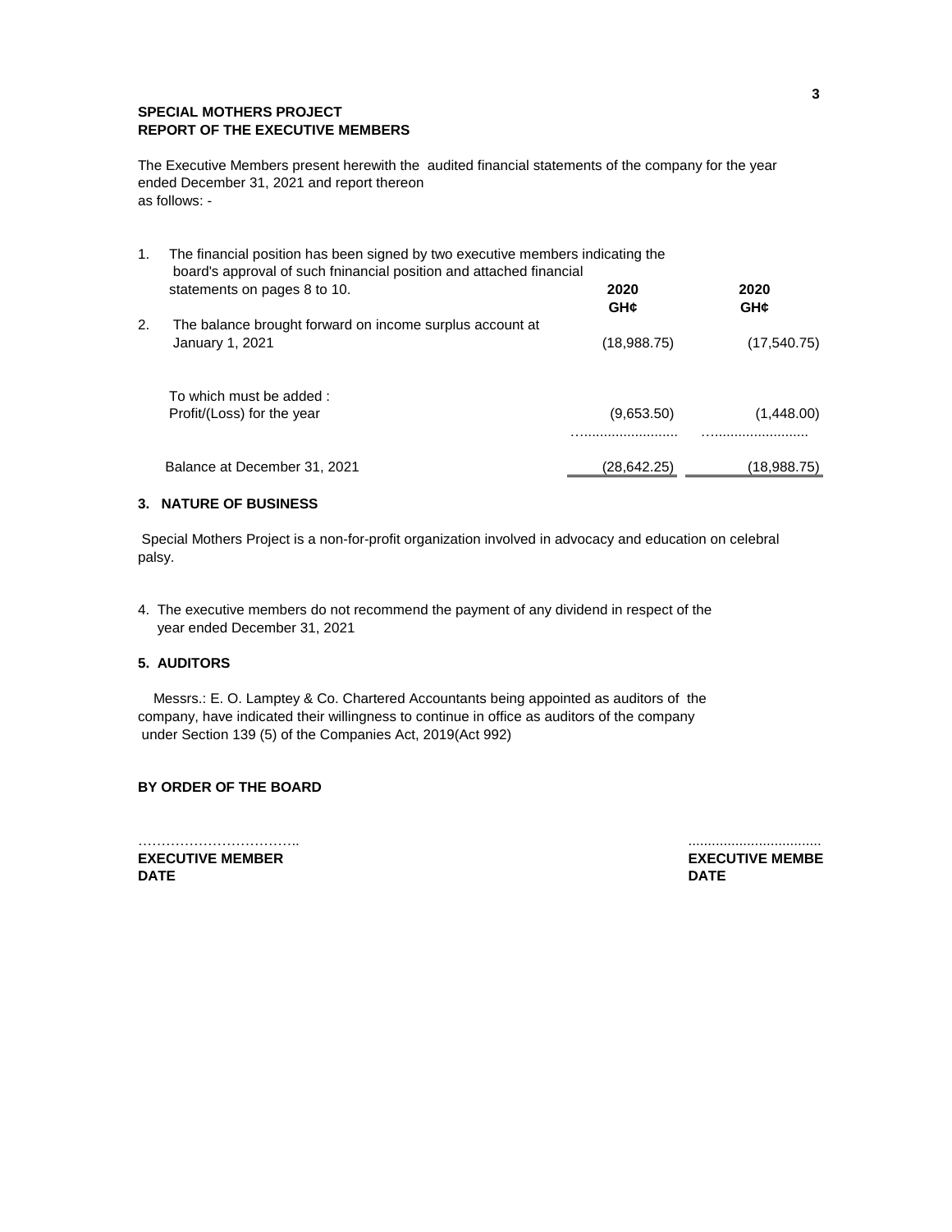**SPECIAL MOTHERS PROJECT**
**REPORT OF THE EXECUTIVE MEMBERS**

The Executive Members present herewith the audited financial statements of the company for the year ended December 31, 2021 and report thereon as follows: -

| | | 2020 GH¢ | 2020 GH¢ |
|---|---|---|---|
| 1. | The financial position has been signed by two executive members indicating the board's approval of such fninancial position and attached financial statements on pages 8 to 10. | | |
| 2. | The balance brought forward on income surplus account at January 1, 2021 | (18,988.75) | (17,540.75) |
| | To which must be added : | | |
| | Profit/(Loss) for the year | (9,653.50) | (1,448.00) |
| | Balance at December 31, 2021 | (28,642.25) | (18,988.75) |

**3. NATURE OF BUSINESS**

Special Mothers Project is a non-for-profit organization involved in advocacy and education on celebral palsy.

4. The executive members do not recommend the payment of any dividend in respect of the year ended December 31, 2021

**5. AUDITORS**

Messrs.: E. O. Lamptey & Co. Chartered Accountants being appointed as auditors of the company, have indicated their willingness to continue in office as auditors of the company under Section 139 (5) of the Companies Act, 2019(Act 992)

**BY ORDER OF THE BOARD**

| ……………………………. | ................................ |
|---|---|
| **EXECUTIVE MEMBER** | **EXECUTIVE MEMBE** |
| **DATE** | **DATE** |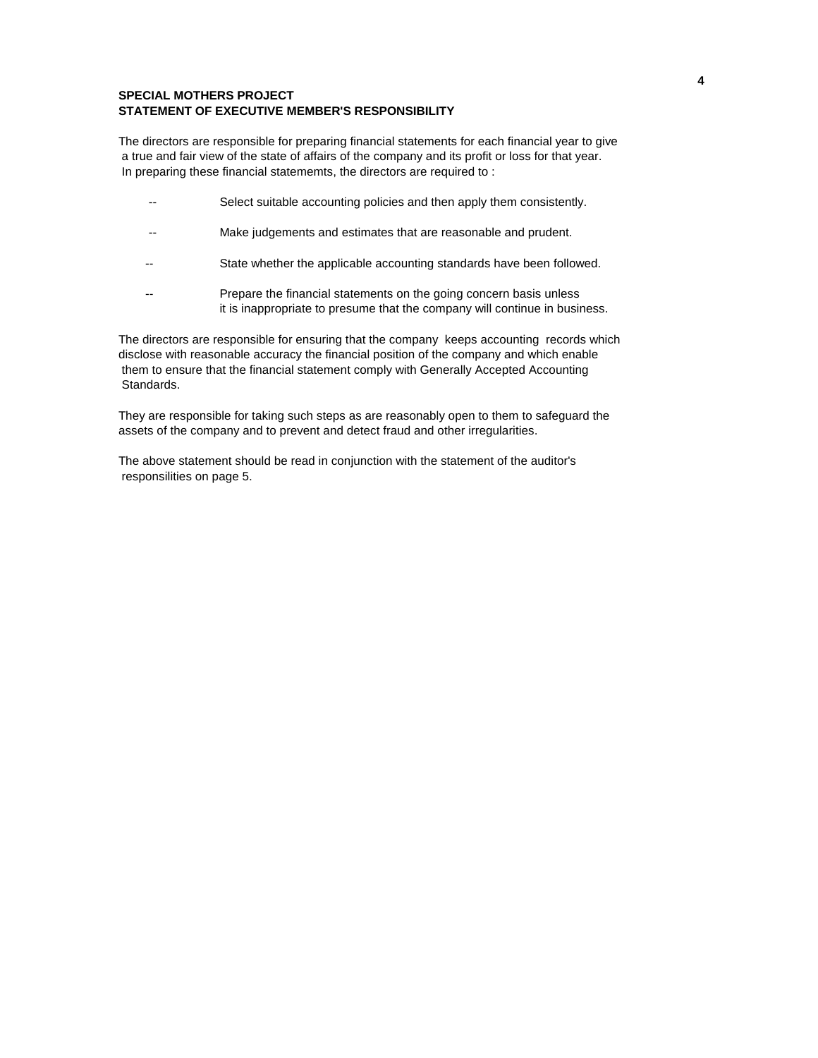**SPECIAL MOTHERS PROJECT**
**STATEMENT OF EXECUTIVE MEMBER'S RESPONSIBILITY**

The directors are responsible for preparing financial statements for each financial year to give a true and fair view of the state of affairs of the company and its profit or loss for that year. In preparing these financial statememts, the directors are required to :

- Select suitable accounting policies and then apply them consistently.
- Make judgements and estimates that are reasonable and prudent.
- State whether the applicable accounting standards have been followed.
- Prepare the financial statements on the going concern basis unless it is inappropriate to presume that the company will continue in business.

The directors are responsible for ensuring that the company keeps accounting records which disclose with reasonable accuracy the financial position of the company and which enable them to ensure that the financial statement comply with Generally Accepted Accounting Standards.

They are responsible for taking such steps as are reasonably open to them to safeguard the assets of the company and to prevent and detect fraud and other irregularities.

The above statement should be read in conjunction with the statement of the auditor's responsilities on page 5.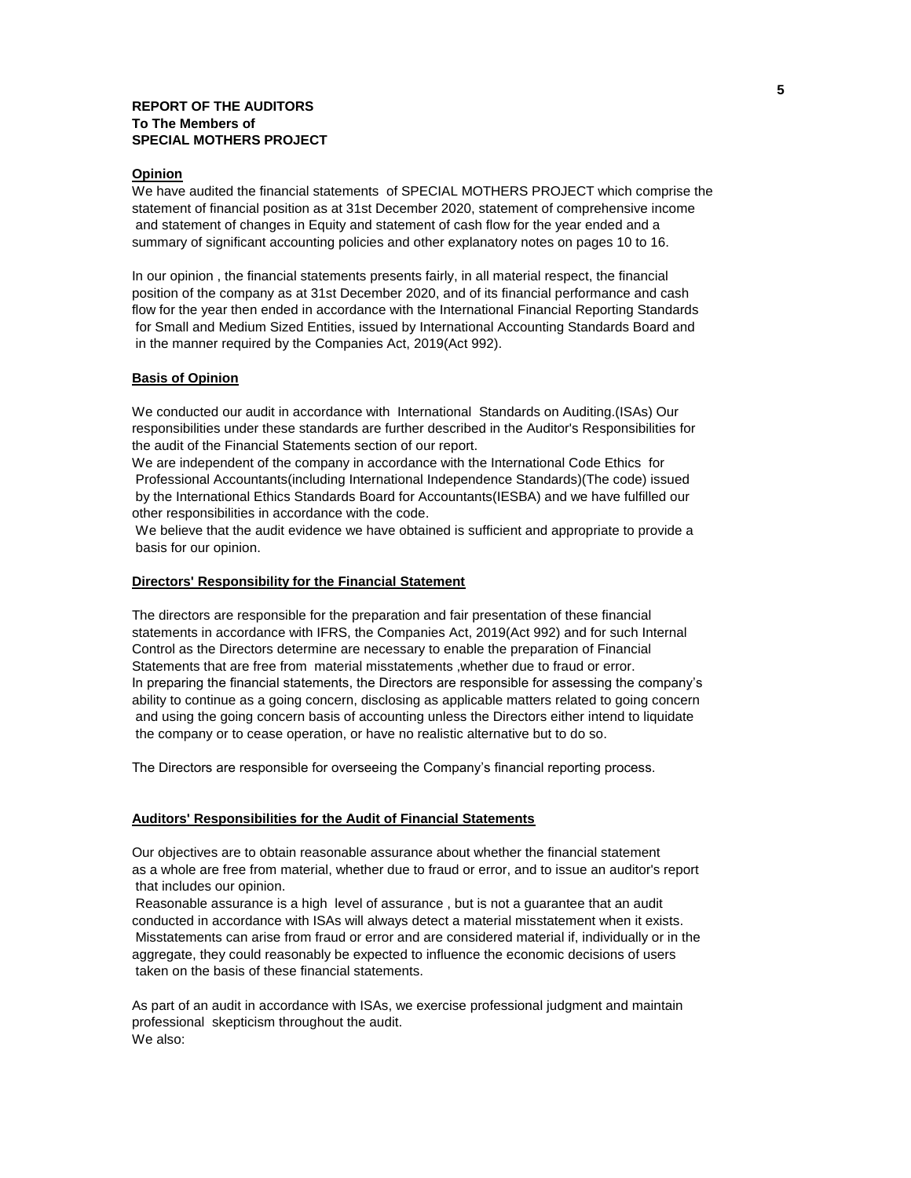**REPORT OF THE AUDITORS**
**To The Members of**
**SPECIAL MOTHERS PROJECT**

**Opinion**

We have audited the financial statements of SPECIAL MOTHERS PROJECT which comprise the statement of financial position as at 31st December 2020, statement of comprehensive income and statement of changes in Equity and statement of cash flow for the year ended and a summary of significant accounting policies and other explanatory notes on pages 10 to 16.

In our opinion , the financial statements presents fairly, in all material respect, the financial position of the company as at 31st December 2020, and of its financial performance and cash flow for the year then ended in accordance with the International Financial Reporting Standards for Small and Medium Sized Entities, issued by International Accounting Standards Board and in the manner required by the Companies Act, 2019(Act 992).

**Basis of Opinion**

We conducted our audit in accordance with International Standards on Auditing.(ISAs) Our responsibilities under these standards are further described in the Auditor's Responsibilities for the audit of the Financial Statements section of our report.
We are independent of the company in accordance with the International Code Ethics for Professional Accountants(including International Independence Standards)(The code) issued by the International Ethics Standards Board for Accountants(IESBA) and we have fulfilled our other responsibilities in accordance with the code.
We believe that the audit evidence we have obtained is sufficient and appropriate to provide a basis for our opinion.

**Directors' Responsibility for the Financial Statement**

The directors are responsible for the preparation and fair presentation of these financial statements in accordance with IFRS, the Companies Act, 2019(Act 992) and for such Internal Control as the Directors determine are necessary to enable the preparation of Financial Statements that are free from material misstatements ,whether due to fraud or error.
In preparing the financial statements, the Directors are responsible for assessing the company's ability to continue as a going concern, disclosing as applicable matters related to going concern and using the going concern basis of accounting unless the Directors either intend to liquidate the company or to cease operation, or have no realistic alternative but to do so.

The Directors are responsible for overseeing the Company's financial reporting process.

**Auditors' Responsibilities for the Audit of Financial Statements**

Our objectives are to obtain reasonable assurance about whether the financial statement as a whole are free from material, whether due to fraud or error, and to issue an auditor's report that includes our opinion.
Reasonable assurance is a high level of assurance , but is not a guarantee that an audit conducted in accordance with ISAs will always detect a material misstatement when it exists.
Misstatements can arise from fraud or error and are considered material if, individually or in the aggregate, they could reasonably be expected to influence the economic decisions of users taken on the basis of these financial statements.

As part of an audit in accordance with ISAs, we exercise professional judgment and maintain professional skepticism throughout the audit.
We also: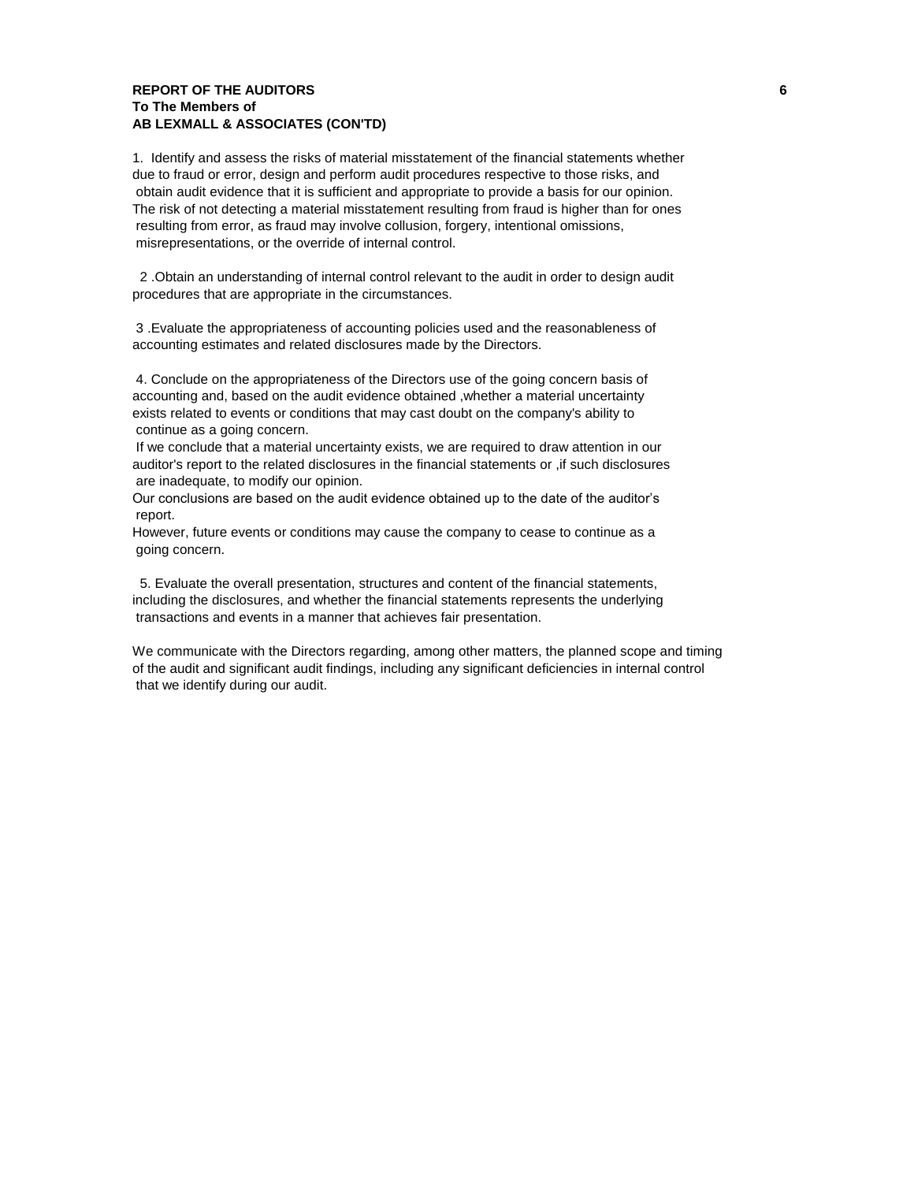**REPORT OF THE AUDITORS**
**To The Members of**
**AB LEXMALL & ASSOCIATES (CON'TD)**

1. Identify and assess the risks of material misstatement of the financial statements whether due to fraud or error, design and perform audit procedures respective to those risks, and obtain audit evidence that it is sufficient and appropriate to provide a basis for our opinion. The risk of not detecting a material misstatement resulting from fraud is higher than for ones resulting from error, as fraud may involve collusion, forgery, intentional omissions, misrepresentations, or the override of internal control.

2 .Obtain an understanding of internal control relevant to the audit in order to design audit procedures that are appropriate in the circumstances.

3 .Evaluate the appropriateness of accounting policies used and the reasonableness of accounting estimates and related disclosures made by the Directors.

4. Conclude on the appropriateness of the Directors use of the going concern basis of accounting and, based on the audit evidence obtained ,whether a material uncertainty exists related to events or conditions that may cast doubt on the company's ability to continue as a going concern.
If we conclude that a material uncertainty exists, we are required to draw attention in our auditor's report to the related disclosures in the financial statements or ,if such disclosures are inadequate, to modify our opinion.
Our conclusions are based on the audit evidence obtained up to the date of the auditor's report.
However, future events or conditions may cause the company to cease to continue as a going concern.

5. Evaluate the overall presentation, structures and content of the financial statements, including the disclosures, and whether the financial statements represents the underlying transactions and events in a manner that achieves fair presentation.

We communicate with the Directors regarding, among other matters, the planned scope and timing of the audit and significant audit findings, including any significant deficiencies in internal control that we identify during our audit.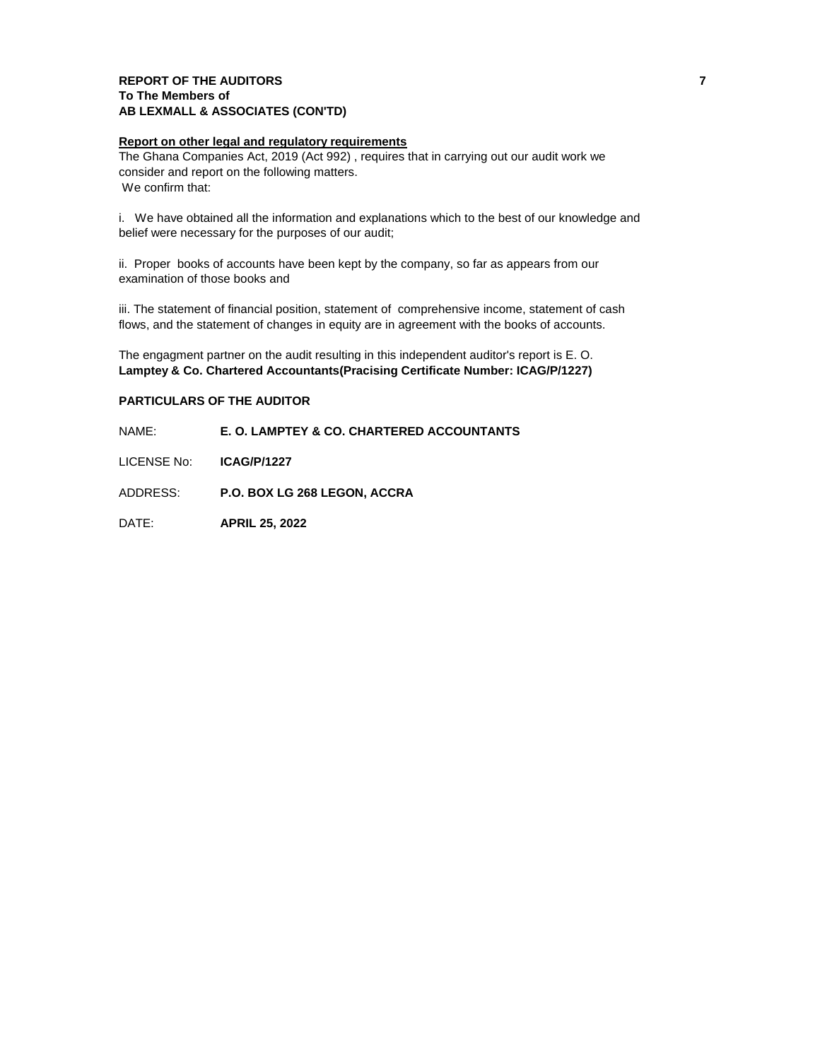**REPORT OF THE AUDITORS**
**To The Members of**
**AB LEXMALL & ASSOCIATES (CON'TD)**

**Report on other legal and regulatory requirements**

The Ghana Companies Act, 2019 (Act 992) , requires that in carrying out our audit work we consider and report on the following matters.
We confirm that:

i. We have obtained all the information and explanations which to the best of our knowledge and belief were necessary for the purposes of our audit;

ii. Proper books of accounts have been kept by the company, so far as appears from our examination of those books and

iii. The statement of financial position, statement of comprehensive income, statement of cash flows, and the statement of changes in equity are in agreement with the books of accounts.

The engagment partner on the audit resulting in this independent auditor's report is E. O. **Lamptey & Co. Chartered Accountants(Pracising Certificate Number: ICAG/P/1227)**

**PARTICULARS OF THE AUDITOR**

NAME: **E. O. LAMPTEY & CO. CHARTERED ACCOUNTANTS**

LICENSE No: **ICAG/P/1227**

ADDRESS: **P.O. BOX LG 268 LEGON, ACCRA**

DATE: **APRIL 25, 2022**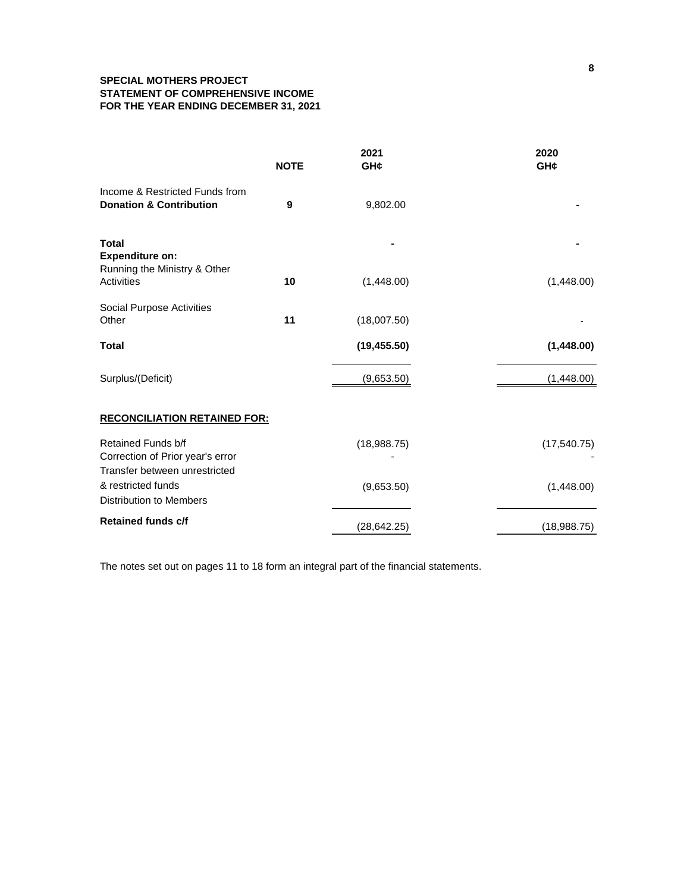**SPECIAL MOTHERS PROJECT**
**STATEMENT OF COMPREHENSIVE INCOME**
**FOR THE YEAR ENDING DECEMBER 31, 2021**

| | NOTE | 2021 GH¢ | 2020 GH¢ |
|---|---|---|---|
| Income & Restricted Funds from **Donation & Contribution** | 9 | 9,802.00 | - |
| **Total** | | - | - |
| **Expenditure on:** | | | |
| Running the Ministry & Other Activities | 10 | (1,448.00) | (1,448.00) |
| Social Purpose Activities Other | 11 | (18,007.50) | - |
| **Total** | | **(19,455.50)** | **(1,448.00)** |
| Surplus/(Deficit) | | (9,653.50) | (1,448.00) |
| **RECONCILIATION RETAINED FOR:** | | | |
| Retained Funds b/f | | (18,988.75) | (17,540.75) |
| Correction of Prior year's error | | - | - |
| Transfer between unrestricted & restricted funds | | (9,653.50) | (1,448.00) |
| Distribution to Members | | | |
| **Retained funds c/f** | | (28,642.25) | (18,988.75) |

The notes set out on pages 11 to 18 form an integral part of the financial statements.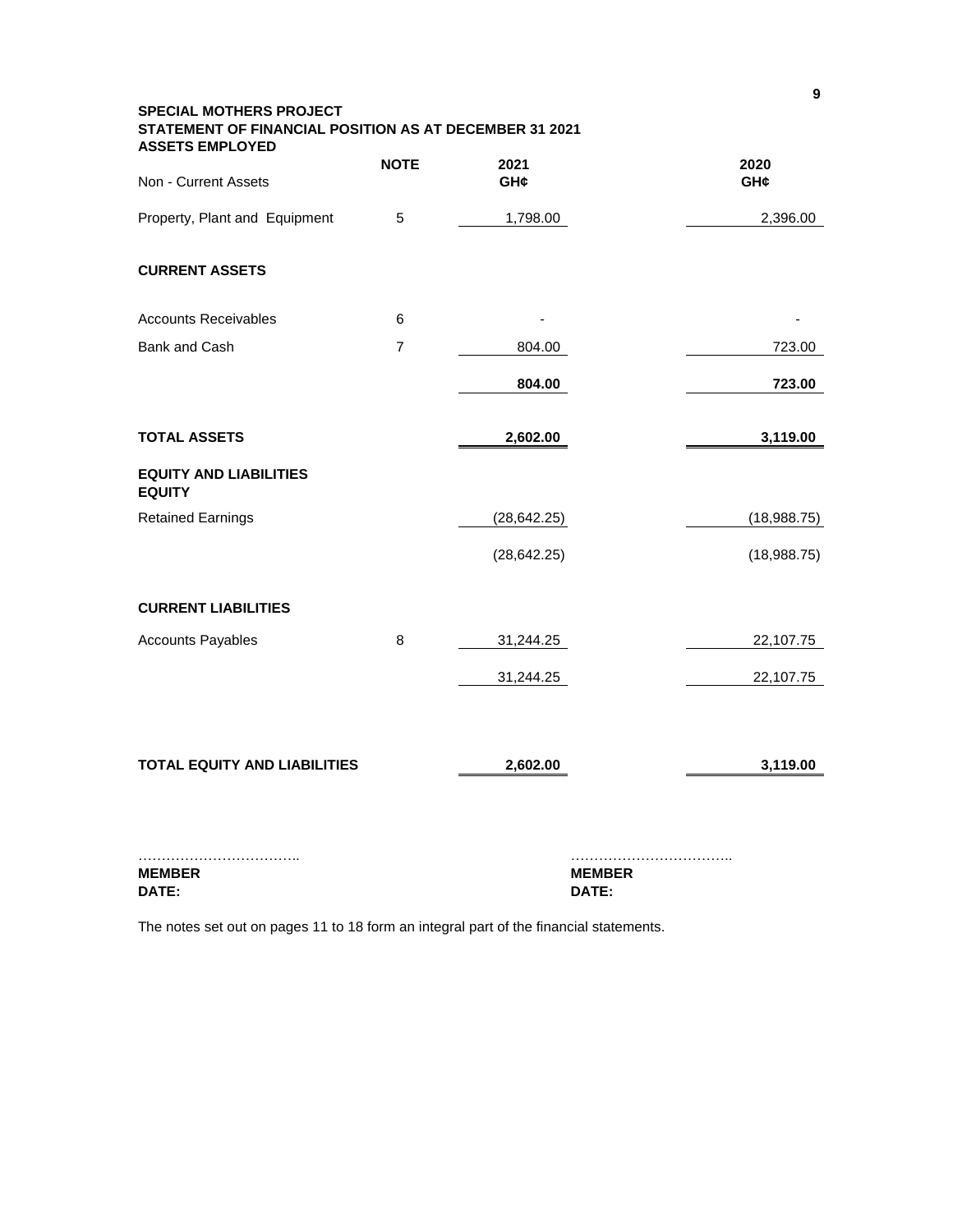**SPECIAL MOTHERS PROJECT**
**STATEMENT OF FINANCIAL POSITION AS AT DECEMBER 31 2021**
**ASSETS EMPLOYED**

| | **NOTE** | **2021** | **2020** |
|---|---|---|---|
| Non - Current Assets | | **GH¢** | **GH¢** |
| Property, Plant and Equipment | 5 | 1,798.00 | 2,396.00 |
| **CURRENT ASSETS** | | | |
| Accounts Receivables | 6 | - | - |
| Bank and Cash | 7 | 804.00 | 723.00 |
| | | **804.00** | **723.00** |
| **TOTAL ASSETS** | | **2,602.00** | **3,119.00** |
| **EQUITY AND LIABILITIES** | | | |
| **EQUITY** | | | |
| Retained Earnings | | (28,642.25) | (18,988.75) |
| | | (28,642.25) | (18,988.75) |
| **CURRENT LIABILITIES** | | | |
| Accounts Payables | 8 | 31,244.25 | 22,107.75 |
| | | 31,244.25 | 22,107.75 |
| **TOTAL EQUITY AND LIABILITIES** | | **2,602.00** | **3,119.00** |

…………………………….. ……………………………..
**MEMBER** **MEMBER**
**DATE:** **DATE:**

The notes set out on pages 11 to 18 form an integral part of the financial statements.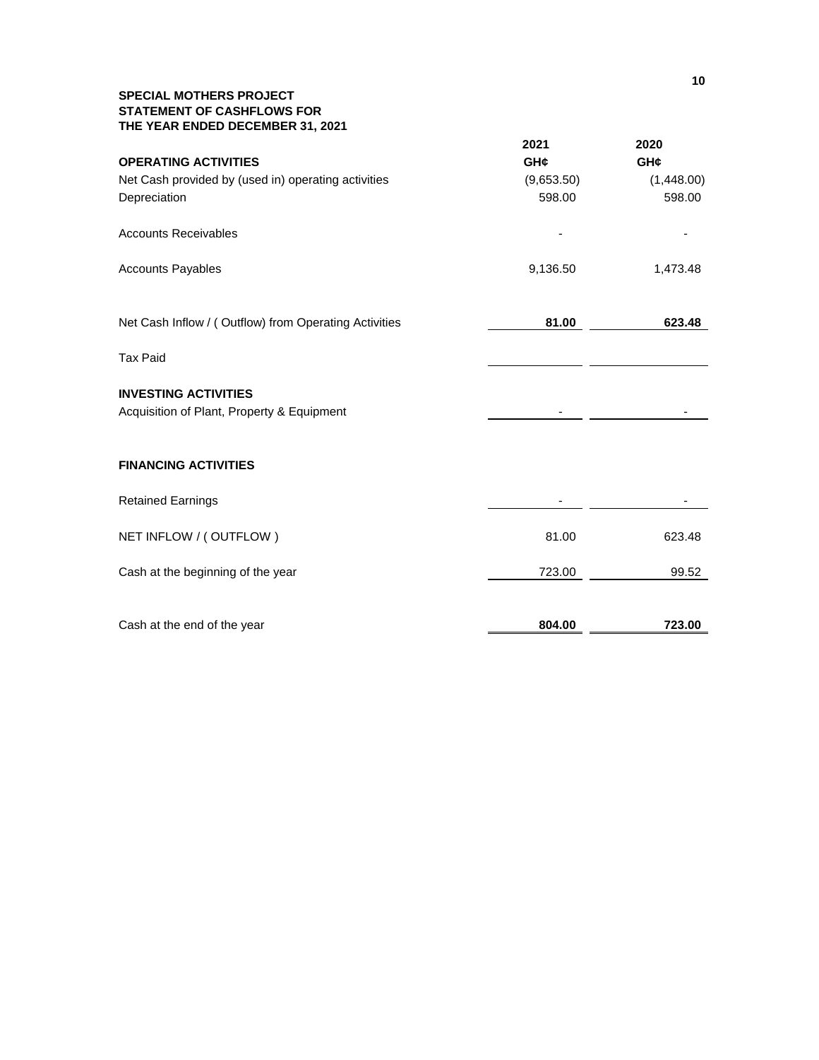**SPECIAL MOTHERS PROJECT**
**STATEMENT OF CASHFLOWS FOR**
**THE YEAR ENDED DECEMBER 31, 2021**

| | 2021 | 2020 |
|---|---|---|
| **OPERATING ACTIVITIES** | **GH¢** | **GH¢** |
| Net Cash provided by (used in) operating activities | (9,653.50) | (1,448.00) |
| Depreciation | 598.00 | 598.00 |
| Accounts Receivables | - | - |
| Accounts Payables | 9,136.50 | 1,473.48 |
| Net Cash Inflow / ( Outflow) from Operating Activities | **81.00** | **623.48** |
| Tax Paid | | |
| **INVESTING ACTIVITIES** | | |
| Acquisition of Plant, Property & Equipment | - | - |
| **FINANCING ACTIVITIES** | | |
| Retained Earnings | - | - |
| NET INFLOW / ( OUTFLOW ) | 81.00 | 623.48 |
| Cash at the beginning of the year | 723.00 | 99.52 |
| Cash at the end of the year | **804.00** | **723.00** |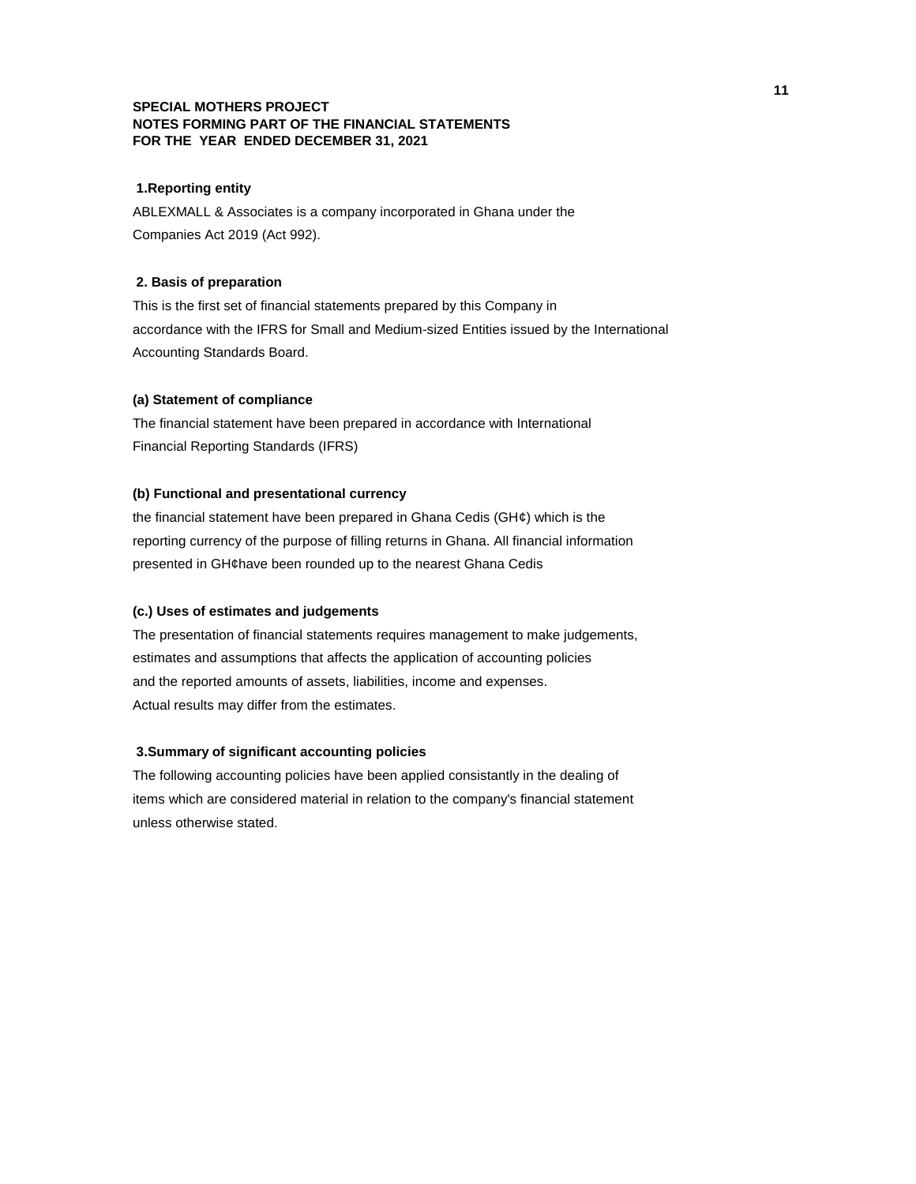**SPECIAL MOTHERS PROJECT**
**NOTES FORMING PART OF THE FINANCIAL STATEMENTS**
**FOR THE YEAR ENDED DECEMBER 31, 2021**

### 1.Reporting entity

ABLEXMALL & Associates is a company incorporated in Ghana under the Companies Act 2019 (Act 992).

### 2. Basis of preparation

This is the first set of financial statements prepared by this Company in accordance with the IFRS for Small and Medium-sized Entities issued by the International Accounting Standards Board.

#### (a) Statement of compliance

The financial statement have been prepared in accordance with International Financial Reporting Standards (IFRS)

#### (b) Functional and presentational currency

the financial statement have been prepared in Ghana Cedis (GH¢) which is the reporting currency of the purpose of filling returns in Ghana. All financial information presented in GH¢have been rounded up to the nearest Ghana Cedis

#### (c.) Uses of estimates and judgements

The presentation of financial statements requires management to make judgements, estimates and assumptions that affects the application of accounting policies and the reported amounts of assets, liabilities, income and expenses. Actual results may differ from the estimates.

### 3.Summary of significant accounting policies

The following accounting policies have been applied consistantly in the dealing of items which are considered material in relation to the company's financial statement unless otherwise stated.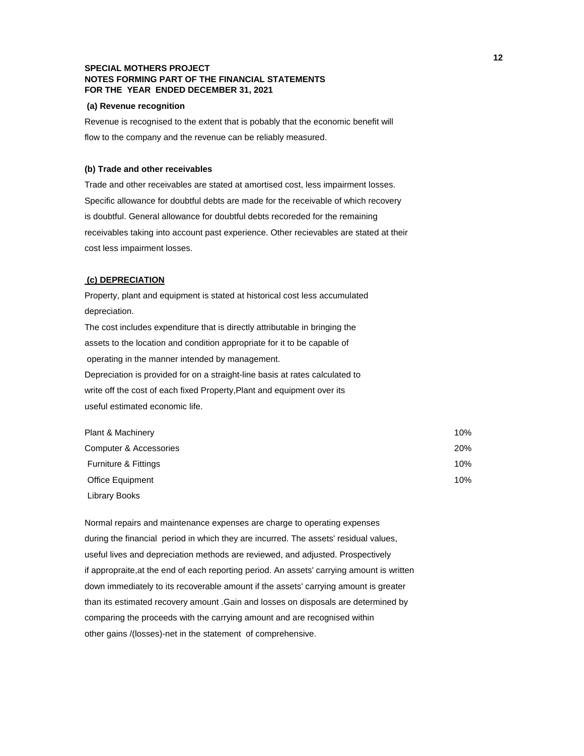**SPECIAL MOTHERS PROJECT**
**NOTES FORMING PART OF THE FINANCIAL STATEMENTS**
**FOR THE YEAR ENDED DECEMBER 31, 2021**

**(a) Revenue recognition**

Revenue is recognised to the extent that is pobably that the economic benefit will flow to the company and the revenue can be reliably measured.

**(b) Trade and other receivables**

Trade and other receivables are stated at amortised cost, less impairment losses. Specific allowance for doubtful debts are made for the receivable of which recovery is doubtful. General allowance for doubtful debts recoreded for the remaining receivables taking into account past experience. Other recievables are stated at their cost less impairment losses.

**(c) DEPRECIATION**

Property, plant and equipment is stated at historical cost less accumulated depreciation.
The cost includes expenditure that is directly attributable in bringing the assets to the location and condition appropriate for it to be capable of operating in the manner intended by management.
Depreciation is provided for on a straight-line basis at rates calculated to write off the cost of each fixed Property,Plant and equipment over its useful estimated economic life.

| | |
|---|---|
| Plant & Machinery | 10% |
| Computer & Accessories | 20% |
| Furniture & Fittings | 10% |
| Office Equipment | 10% |
| Library Books | |

Normal repairs and maintenance expenses are charge to operating expenses during the financial period in which they are incurred. The assets' residual values, useful lives and depreciation methods are reviewed, and adjusted. Prospectively if appropraite,at the end of each reporting period. An assets' carrying amount is written down immediately to its recoverable amount if the assets' carrying amount is greater than its estimated recovery amount .Gain and losses on disposals are determined by comparing the proceeds with the carrying amount and are recognised within other gains /(losses)-net in the statement of comprehensive.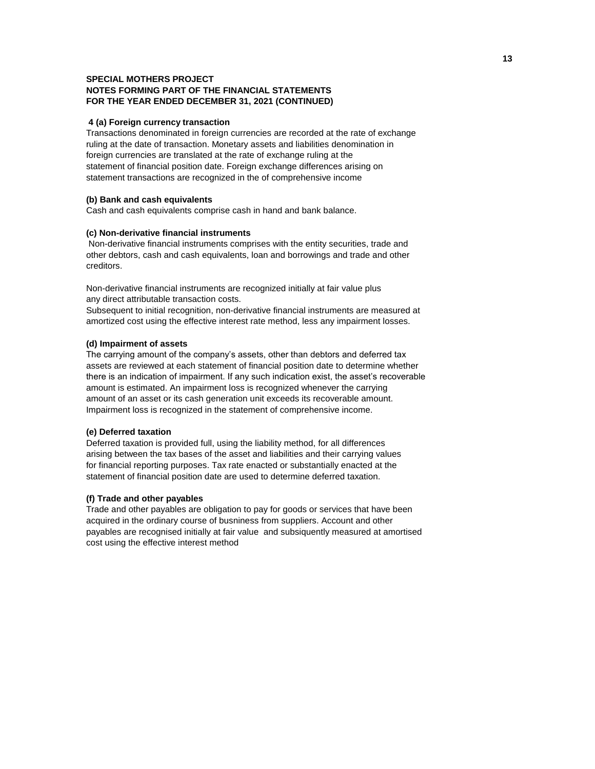**SPECIAL MOTHERS PROJECT**
**NOTES FORMING PART OF THE FINANCIAL STATEMENTS**
**FOR THE YEAR ENDED DECEMBER 31, 2021 (CONTINUED)**

**4 (a) Foreign currency transaction**

Transactions denominated in foreign currencies are recorded at the rate of exchange ruling at the date of transaction. Monetary assets and liabilities denomination in foreign currencies are translated at the rate of exchange ruling at the statement of financial position date. Foreign exchange differences arising on statement transactions are recognized in the of comprehensive income

**(b) Bank and cash equivalents**

Cash and cash equivalents comprise cash in hand and bank balance.

**(c) Non-derivative financial instruments**

Non-derivative financial instruments comprises with the entity securities, trade and other debtors, cash and cash equivalents, loan and borrowings and trade and other creditors.

Non-derivative financial instruments are recognized initially at fair value plus any direct attributable transaction costs.
Subsequent to initial recognition, non-derivative financial instruments are measured at amortized cost using the effective interest rate method, less any impairment losses.

**(d) Impairment of assets**

The carrying amount of the company's assets, other than debtors and deferred tax assets are reviewed at each statement of financial position date to determine whether there is an indication of impairment. If any such indication exist, the asset's recoverable amount is estimated. An impairment loss is recognized whenever the carrying amount of an asset or its cash generation unit exceeds its recoverable amount. Impairment loss is recognized in the statement of comprehensive income.

**(e) Deferred taxation**

Deferred taxation is provided full, using the liability method, for all differences arising between the tax bases of the asset and liabilities and their carrying values for financial reporting purposes. Tax rate enacted or substantially enacted at the statement of financial position date are used to determine deferred taxation.

**(f) Trade and other payables**

Trade and other payables are obligation to pay for goods or services that have been acquired in the ordinary course of busniness from suppliers. Account and other payables are recognised initially at fair value and subsiquently measured at amortised cost using the effective interest method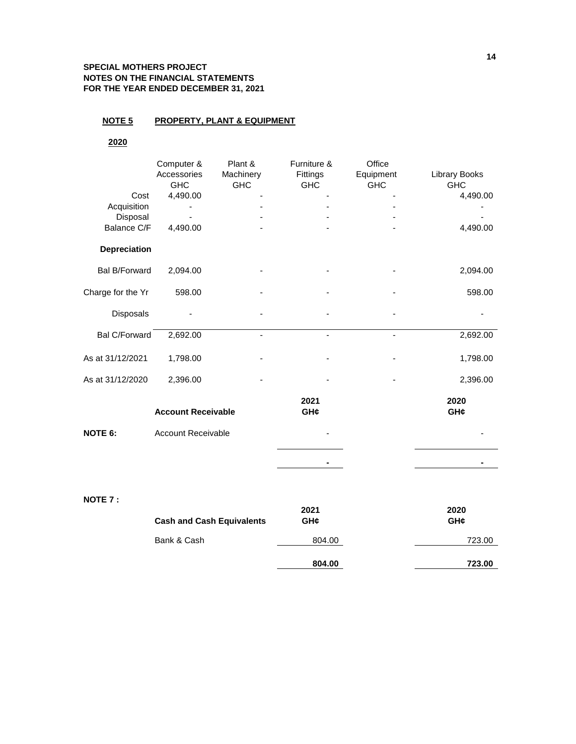**SPECIAL MOTHERS PROJECT**
**NOTES ON THE FINANCIAL STATEMENTS**
**FOR THE YEAR ENDED DECEMBER 31, 2021**

**NOTE 5 PROPERTY, PLANT & EQUIPMENT**

**2020**

| | Computer & Accessories GHC | Plant & Machinery GHC | Furniture & Fittings GHC | Office Equipment GHC | Library Books GHC |
|---|---|---|---|---|---|
| Cost | 4,490.00 | - | - | - | 4,490.00 |
| Acquisition | - | - | - | - | - |
| Disposal | - | - | - | - | - |
| Balance C/F | 4,490.00 | - | - | - | 4,490.00 |
| **Depreciation** | | | | | |
| Bal B/Forward | 2,094.00 | - | - | - | 2,094.00 |
| Charge for the Yr | 598.00 | - | - | - | 598.00 |
| Disposals | - | - | - | - | - |
| Bal C/Forward | 2,692.00 | - | - | - | 2,692.00 |
| As at 31/12/2021 | 1,798.00 | - | - | - | 1,798.00 |
| As at 31/12/2020 | 2,396.00 | - | - | - | 2,396.00 |

| | **Account Receivable** | **2021 GH¢** | **2020 GH¢** |
|---|---|---|---|
| **NOTE 6:** | Account Receivable | - | - |
| | | **-** | **-** |

**NOTE 7 :**

| **Cash and Cash Equivalents** | **2021 GH¢** | **2020 GH¢** |
|---|---|---|
| Bank & Cash | 804.00 | 723.00 |
| | **804.00** | **723.00** |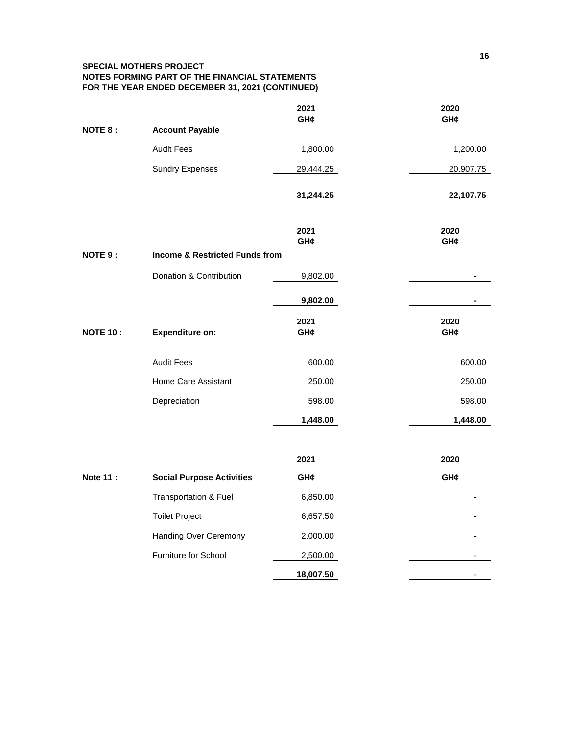**SPECIAL MOTHERS PROJECT**
**NOTES FORMING PART OF THE FINANCIAL STATEMENTS**
**FOR THE YEAR ENDED DECEMBER 31, 2021 (CONTINUED)**

| | | 2021 GH¢ | 2020 GH¢ |
|---|---|---|---|
| **NOTE 8 :** | **Account Payable** | | |
| | Audit Fees | 1,800.00 | 1,200.00 |
| | Sundry Expenses | 29,444.25 | 20,907.75 |
| | | **31,244.25** | **22,107.75** |

| | | 2021 GH¢ | 2020 GH¢ |
|---|---|---|---|
| **NOTE 9 :** | **Income & Restricted Funds from** | | |
| | Donation & Contribution | 9,802.00 | - |
| | | **9,802.00** | **-** |

| | | 2021 GH¢ | 2020 GH¢ |
|---|---|---|---|
| **NOTE 10 :** | **Expenditure on:** | | |
| | Audit Fees | 600.00 | 600.00 |
| | Home Care Assistant | 250.00 | 250.00 |
| | Depreciation | 598.00 | 598.00 |
| | | **1,448.00** | **1,448.00** |

| | | 2021 GH¢ | 2020 GH¢ |
|---|---|---|---|
| **Note 11 :** | **Social Purpose Activities** | | |
| | Transportation & Fuel | 6,850.00 | - |
| | Toilet Project | 6,657.50 | - |
| | Handing Over Ceremony | 2,000.00 | - |
| | Furniture for School | 2,500.00 | - |
| | | **18,007.50** | - |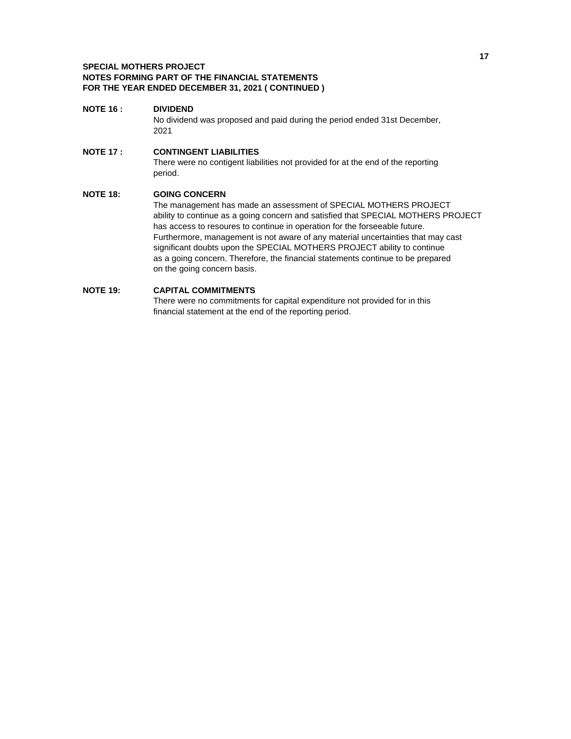**SPECIAL MOTHERS PROJECT**
**NOTES FORMING PART OF THE FINANCIAL STATEMENTS**
**FOR THE YEAR ENDED DECEMBER 31, 2021 ( CONTINUED )**

**NOTE 16 : DIVIDEND**

No dividend was proposed and paid during the period ended 31st December, 2021

**NOTE 17 : CONTINGENT LIABILITIES**

There were no contigent liabilities not provided for at the end of the reporting period.

**NOTE 18: GOING CONCERN**

The management has made an assessment of SPECIAL MOTHERS PROJECT ability to continue as a going concern and satisfied that SPECIAL MOTHERS PROJECT has access to resoures to continue in operation for the forseeable future. Furthermore, management is not aware of any material uncertainties that may cast significant doubts upon the SPECIAL MOTHERS PROJECT ability to continue as a going concern. Therefore, the financial statements continue to be prepared on the going concern basis.

**NOTE 19: CAPITAL COMMITMENTS**

There were no commitments for capital expenditure not provided for in this financial statement at the end of the reporting period.